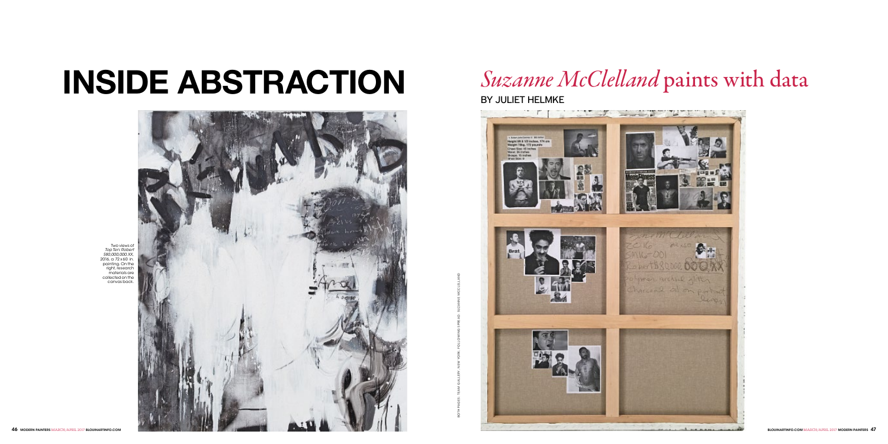# INSIDE ABSTRACTION

## *Suzanne McClelland* paints with data

BY JULIET HELMKE

Two views of *Top Ten: Robert $80,000,000.XX*, 2016, a 72 x 60 in. painting. On the right, research materials are collected on the canvas back.

BOTH PAGES: TEAM GALLERY, NEW YORK; FOLLOWING SPREAD: SUZANNE MCCLELLAND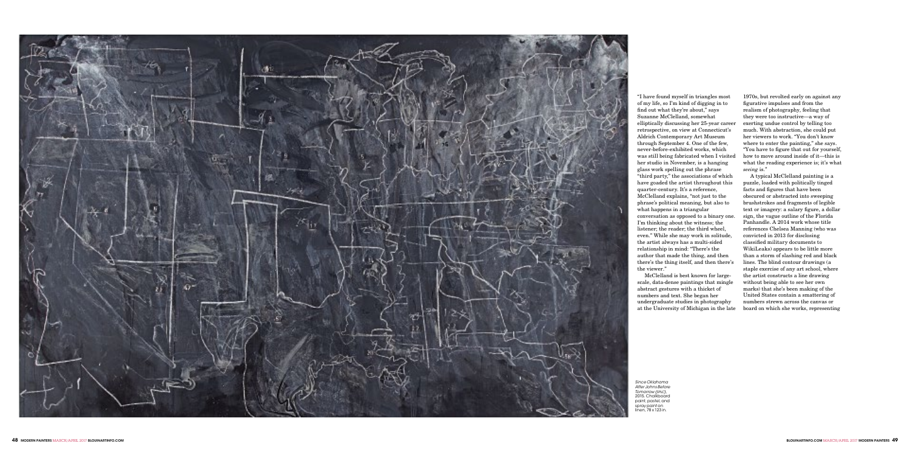"I have found myself in triangles most of my life, so I'm kind of digging in to find out what they're about," says Suzanne McClelland, somewhat elliptically discussing her 25-year career retrospective, on view at Connecticut's Aldrich Contemporary Art Museum through September 4. One of the few, never-before-exhibited works, which was still being fabricated when I visited her studio in November, is a hanging glass work spelling out the phrase "third party," the associations of which have goaded the artist throughout this quarter-century. It's a reference, McClelland explains, "not just to the phrase's political meaning, but also to what happens in a triangular conversation as opposed to a binary one. I'm thinking about the witness; the listener; the reader; the third wheel, even." While she may work in solitude, the artist always has a multi-sided relationship in mind: "There's the author that made the thing, and then there's the thing itself, and then there's the viewer."

McClelland is best known for large-scale, data-dense paintings that mingle abstract gestures with a thicket of numbers and text. She began her undergraduate studies in photography at the University of Michigan in the late 1970s, but revolted early on against any figurative impulses and from the realism of photography, feeling that they were too instructive—a way of exerting undue control by telling too much. With abstraction, she could put her viewers to work. "You don't know where to enter the painting," she says. "You have to figure that out for yourself, how to move around inside of it—this is what the reading experience is; it's what *seeing* is."

A typical McClelland painting is a puzzle, loaded with politically tinged facts and figures that have been obscured or abstracted into sweeping brushstrokes and fragments of legible text or imagery: a salary figure, a dollar sign, the vague outline of the Florida Panhandle. A 2014 work whose title references Chelsea Manning (who was convicted in 2013 for disclosing classified military documents to WikiLeaks) appears to be little more than a storm of slashing red and black lines. The blind contour drawings (a staple exercise of any art school, where the artist constructs a line drawing without being able to see her own marks) that she's been making of the United States contain a smattering of numbers strewn across the canvas or board on which she works, representing

*Since Oklahoma After Johns Before Tomorrow (snc)*, 2015. Chalkboard paint, pastel, and spray paint on linen, 78 x 123 in.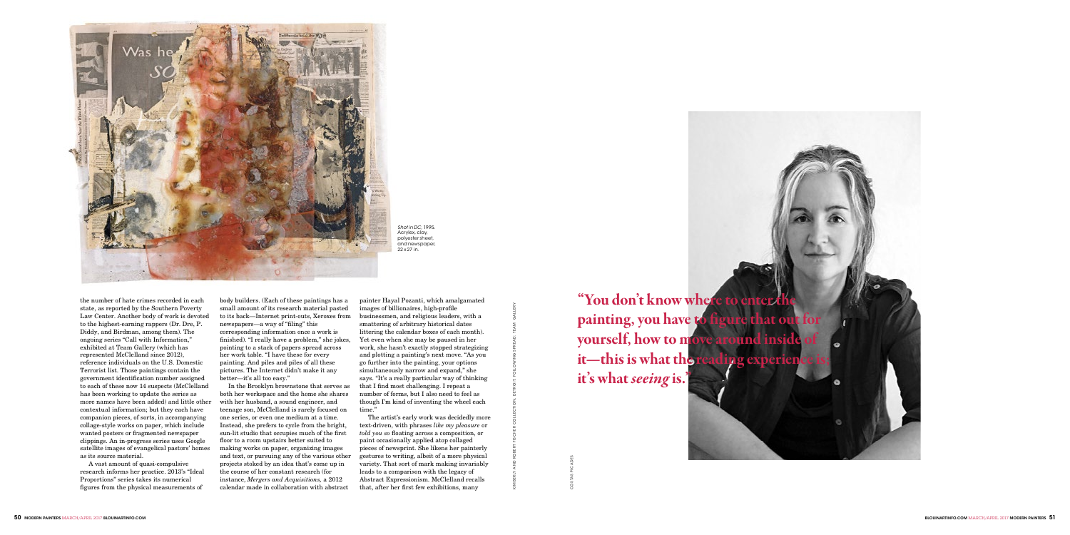*Shot in DC*, 1995. Acrylic, clay, polyester sheet, and newspaper, 22 x 27 in.

the number of hate crimes recorded in each state, as reported by the Southern Poverty Law Center. Another body of work is devoted to the highest-earning rappers (Dr. Dre, P. Diddy, and Birdman, among them). The ongoing series "Call with Information," exhibited at Team Gallery (which has represented McClelland since 2012), reference individuals on the U.S. Domestic Terrorist list. Those paintings contain the government identification number assigned to each of these now 14 suspects (McClelland has been working to update the series as more names have been added) and little other contextual information; but they each have companion pieces, of sorts, in accompanying collage-style works on paper, which include wanted posters or fragmented newspaper clippings. An in-progress series uses Google satellite images of evangelical pastors' homes as its source material.

A vast amount of quasi-compulsive research informs her practice. 2013's "Ideal Proportions" series takes its numerical figures from the physical measurements of body builders. (Each of these paintings has a small amount of its research material pasted to its back—Internet print-outs, Xeroxes from newspapers—a way of "filing" this corresponding information once a work is finished). "I really have a problem," she jokes, pointing to a stack of papers spread across her work table. "I have these for every painting. And piles and piles of all these pictures. The Internet didn't make it any better—it's all too easy."

In the Brooklyn brownstone that serves as both her workspace and the home she shares with her husband, a sound engineer, and teenage son, McClelland is rarely focused on one series, or even one medium at a time. Instead, she prefers to cycle from the bright, sun-lit studio that occupies much of the first floor to a room upstairs better suited to making works on paper, organizing images and text, or pursuing any of the various other projects stoked by an idea that's come up in the course of her constant research (for instance, *Mergers and Acquisitions*, a 2012 calendar made in collaboration with abstract painter Hayal Pozanti, which amalgamated images of billionaires, high-profile businessmen, and religious leaders, with a smattering of arbitrary historical dates littering the calendar boxes of each month). Yet even when she may be paused in her work, she hasn't exactly stopped strategizing and plotting a painting's next move. "As you go further into the painting, your options simultaneously narrow and expand," she says. "It's a really particular way of thinking that I find most challenging. I repeat a number of forms, but I also need to feel as though I'm kind of inventing the wheel each time."

The artist's early work was decidedly more text-driven, with phrases *like my pleasure* or *told you so* floating across a composition, or paint occasionally applied atop collaged pieces of newsprint. She likens her painterly gestures to writing, albeit of a more physical variety. That sort of mark making invariably leads to a comparison with the legacy of Abstract Expressionism. McClelland recalls that, after her first few exhibitions, many

KIMBERLY AND ROBERT FISCHER COLLECTION, DETROIT. FOLLOWING SPREAD: TEAM GALLERY

COSTAS PICADAS

**"You don't know where to enter the painting, you have to figure that out for yourself, how to move around inside of it—this is what the reading experience is; it's what *seeing* is."**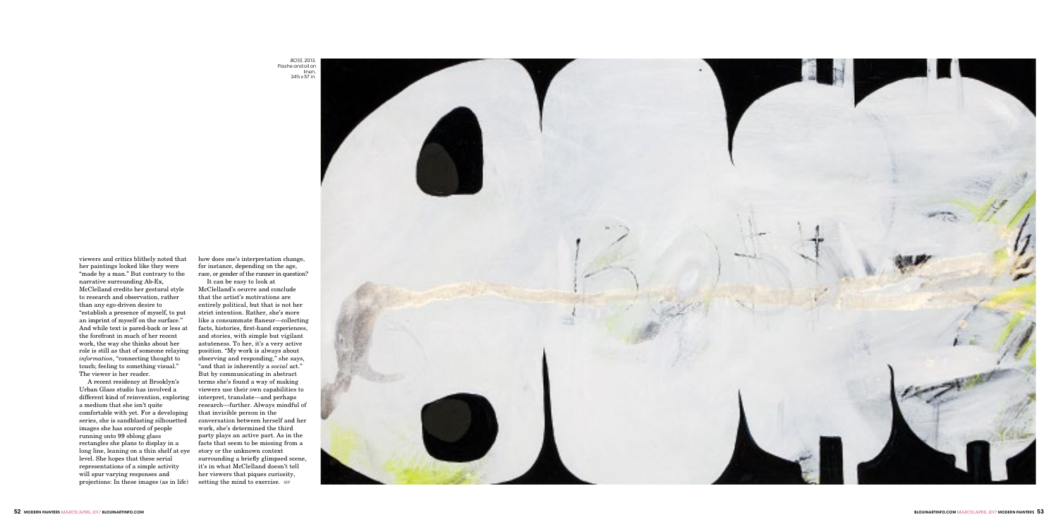viewers and critics blithely noted that her paintings looked like they were "made by a man." But contrary to the narrative surrounding Ab-Ex, McClelland credits her gestural style to research and observation, rather than any ego-driven desire to "establish a presence of myself, to put an imprint of myself on the surface." And while text is pared-back or less at the forefront in much of her recent work, the way she thinks about her role is still as that of someone relaying *information*, "connecting thought to touch; feeling to something visual." The viewer is her reader.

A recent residency at Brooklyn's Urban Glass studio has involved a different kind of reinvention, exploring a medium that she isn't quite comfortable with yet. For a developing series, she is sandblasting silhouetted images she has sourced of people running onto 99 oblong glass rectangles she plans to display in a long line, leaning on a thin shelf at eye level. She hopes that these serial representations of a simple activity will spur varying responses and projections: In these images (as in life) how does one's interpretation change, for instance, depending on the age, race, or gender of the runner in question?

It can be easy to look at McClelland's oeuvre and conclude that the artist's motivations are entirely political, but that is not her strict intention. Rather, she's more like a consummate flaneur—collecting facts, histories, first-hand experiences, and stories, with simple but vigilant astuteness. To her, it's a very active position. "My work is always about observing and responding," she says, "and that is inherently a *social* act." But by communicating in abstract terms she's found a way of making viewers use their own capabilities to interpret, translate—and perhaps research—further. Always mindful of that invisible person in the conversation between herself and her work, she's determined the third party plays an active part. As in the facts that seem to be missing from a story or the unknown context surrounding a briefly glimpsed scene, it's in what McClelland doesn't tell her viewers that piques curiosity, setting the mind to exercise. MP

*BOSS*, 2013. Flashe and oil on linen, 34⅛ x 57 in.